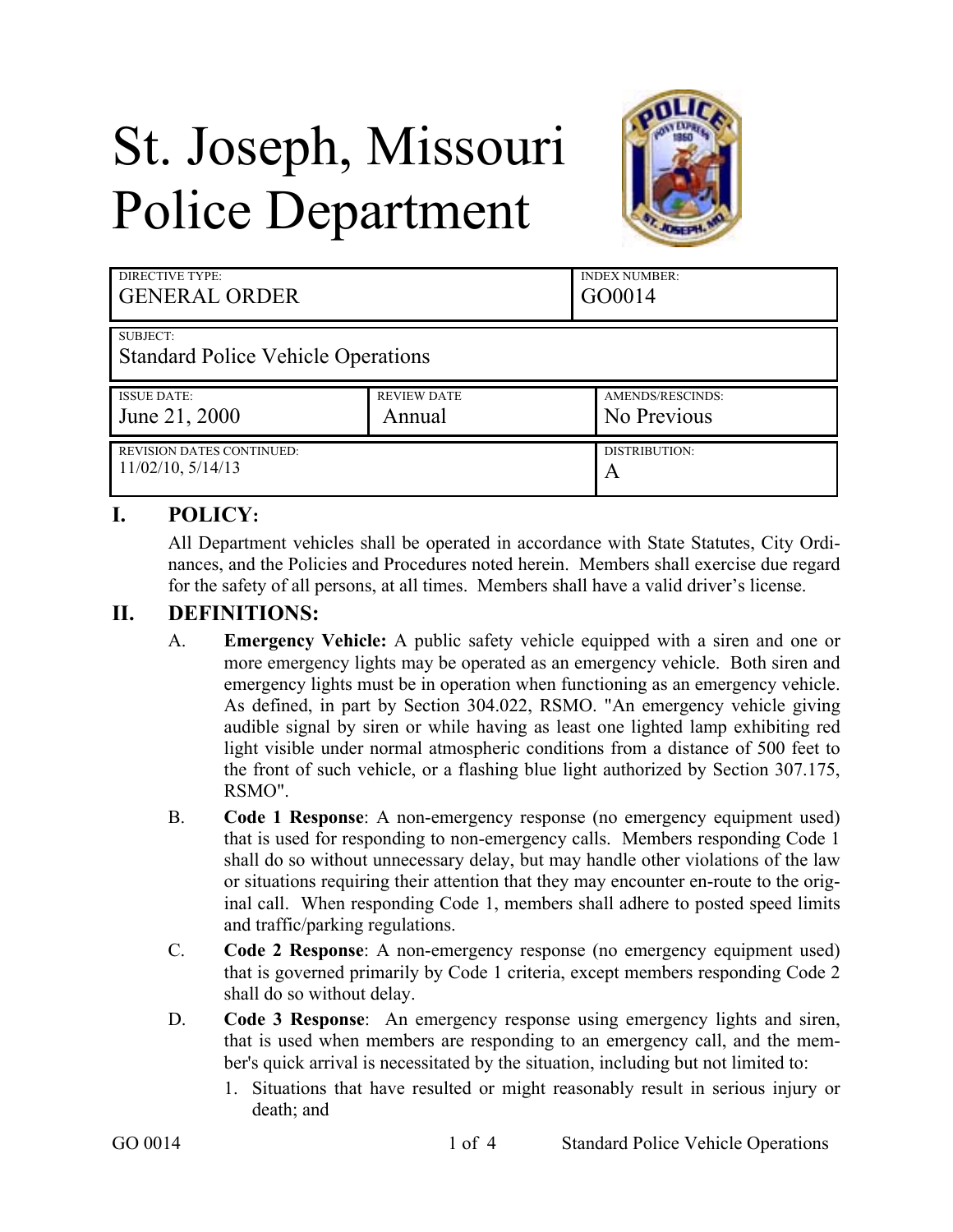# St. Joseph, Missouri Police Department

| | | |
|---|---|---|
| DIRECTIVE TYPE: GENERAL ORDER | | INDEX NUMBER: GO0014 |
| SUBJECT: Standard Police Vehicle Operations | | |
| ISSUE DATE: June 21, 2000 | REVIEW DATE Annual | AMENDS/RESCINDS: No Previous |
| REVISION DATES CONTINUED: 11/02/10, 5/14/13 | | DISTRIBUTION: A |

## I. POLICY:

All Department vehicles shall be operated in accordance with State Statutes, City Ordinances, and the Policies and Procedures noted herein. Members shall exercise due regard for the safety of all persons, at all times. Members shall have a valid driver's license.

## II. DEFINITIONS:

A. **Emergency Vehicle:** A public safety vehicle equipped with a siren and one or more emergency lights may be operated as an emergency vehicle. Both siren and emergency lights must be in operation when functioning as an emergency vehicle. As defined, in part by Section 304.022, RSMO. "An emergency vehicle giving audible signal by siren or while having as least one lighted lamp exhibiting red light visible under normal atmospheric conditions from a distance of 500 feet to the front of such vehicle, or a flashing blue light authorized by Section 307.175, RSMO".

B. **Code 1 Response**: A non-emergency response (no emergency equipment used) that is used for responding to non-emergency calls. Members responding Code 1 shall do so without unnecessary delay, but may handle other violations of the law or situations requiring their attention that they may encounter en-route to the original call. When responding Code 1, members shall adhere to posted speed limits and traffic/parking regulations.

C. **Code 2 Response**: A non-emergency response (no emergency equipment used) that is governed primarily by Code 1 criteria, except members responding Code 2 shall do so without delay.

D. **Code 3 Response**: An emergency response using emergency lights and siren, that is used when members are responding to an emergency call, and the member's quick arrival is necessitated by the situation, including but not limited to:

1. Situations that have resulted or might reasonably result in serious injury or death; and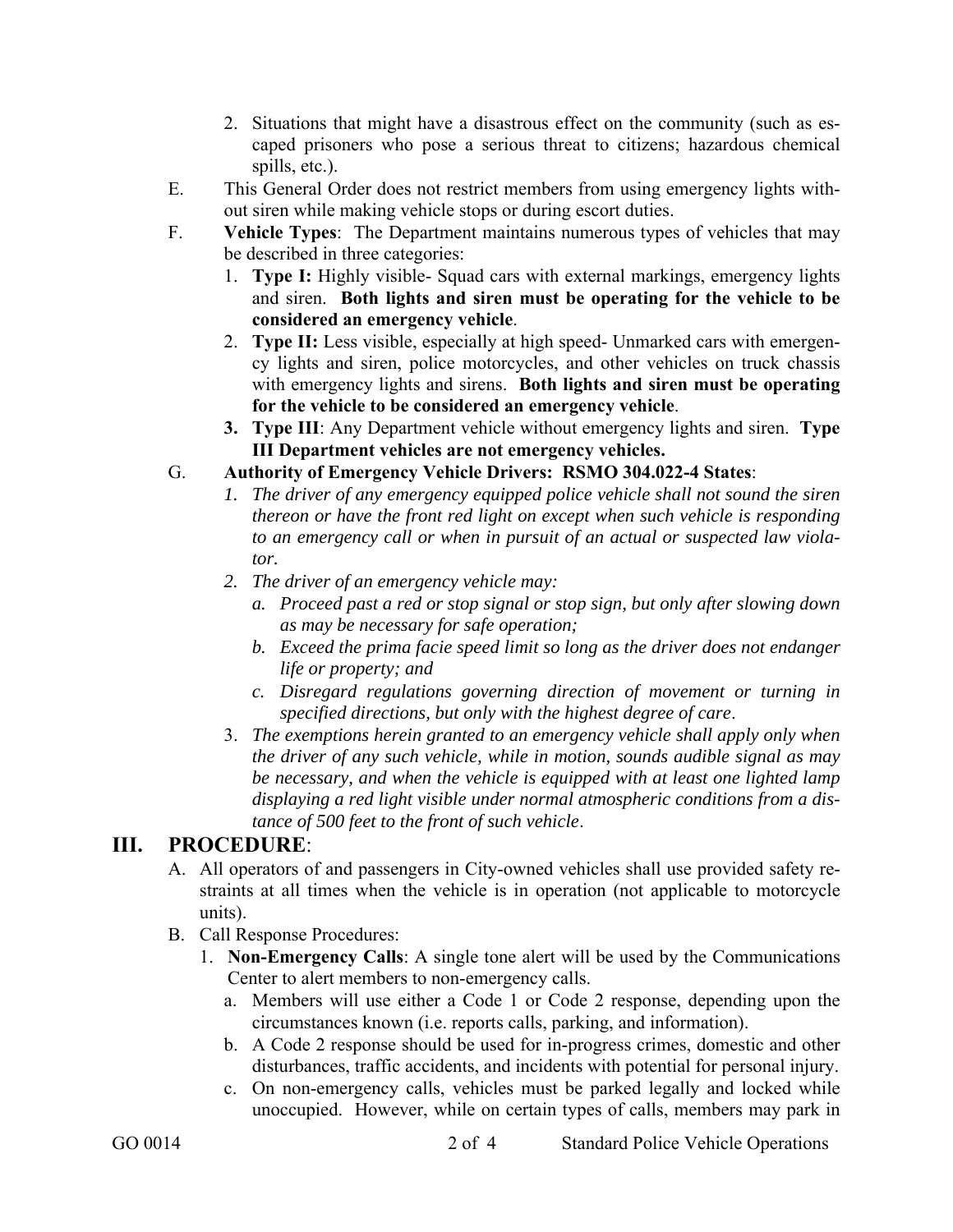2. Situations that might have a disastrous effect on the community (such as escaped prisoners who pose a serious threat to citizens; hazardous chemical spills, etc.).

E. This General Order does not restrict members from using emergency lights without siren while making vehicle stops or during escort duties.

F. **Vehicle Types**: The Department maintains numerous types of vehicles that may be described in three categories:

1. **Type I:** Highly visible- Squad cars with external markings, emergency lights and siren. **Both lights and siren must be operating for the vehicle to be considered an emergency vehicle**.
2. **Type II:** Less visible, especially at high speed- Unmarked cars with emergency lights and siren, police motorcycles, and other vehicles on truck chassis with emergency lights and sirens. **Both lights and siren must be operating for the vehicle to be considered an emergency vehicle**.
3. **Type III**: Any Department vehicle without emergency lights and siren. **Type III Department vehicles are not emergency vehicles.**

G. **Authority of Emergency Vehicle Drivers: RSMO 304.022-4 States**:

1. *The driver of any emergency equipped police vehicle shall not sound the siren thereon or have the front red light on except when such vehicle is responding to an emergency call or when in pursuit of an actual or suspected law violator.*
2. *The driver of an emergency vehicle may:*
   a. *Proceed past a red or stop signal or stop sign, but only after slowing down as may be necessary for safe operation;*
   b. *Exceed the prima facie speed limit so long as the driver does not endanger life or property; and*
   c. *Disregard regulations governing direction of movement or turning in specified directions, but only with the highest degree of care*.
3. *The exemptions herein granted to an emergency vehicle shall apply only when the driver of any such vehicle, while in motion, sounds audible signal as may be necessary, and when the vehicle is equipped with at least one lighted lamp displaying a red light visible under normal atmospheric conditions from a distance of 500 feet to the front of such vehicle*.

## III. PROCEDURE:

A. All operators of and passengers in City-owned vehicles shall use provided safety restraints at all times when the vehicle is in operation (not applicable to motorcycle units).

B. Call Response Procedures:

1. **Non-Emergency Calls**: A single tone alert will be used by the Communications Center to alert members to non-emergency calls.
   a. Members will use either a Code 1 or Code 2 response, depending upon the circumstances known (i.e. reports calls, parking, and information).
   b. A Code 2 response should be used for in-progress crimes, domestic and other disturbances, traffic accidents, and incidents with potential for personal injury.
   c. On non-emergency calls, vehicles must be parked legally and locked while unoccupied. However, while on certain types of calls, members may park in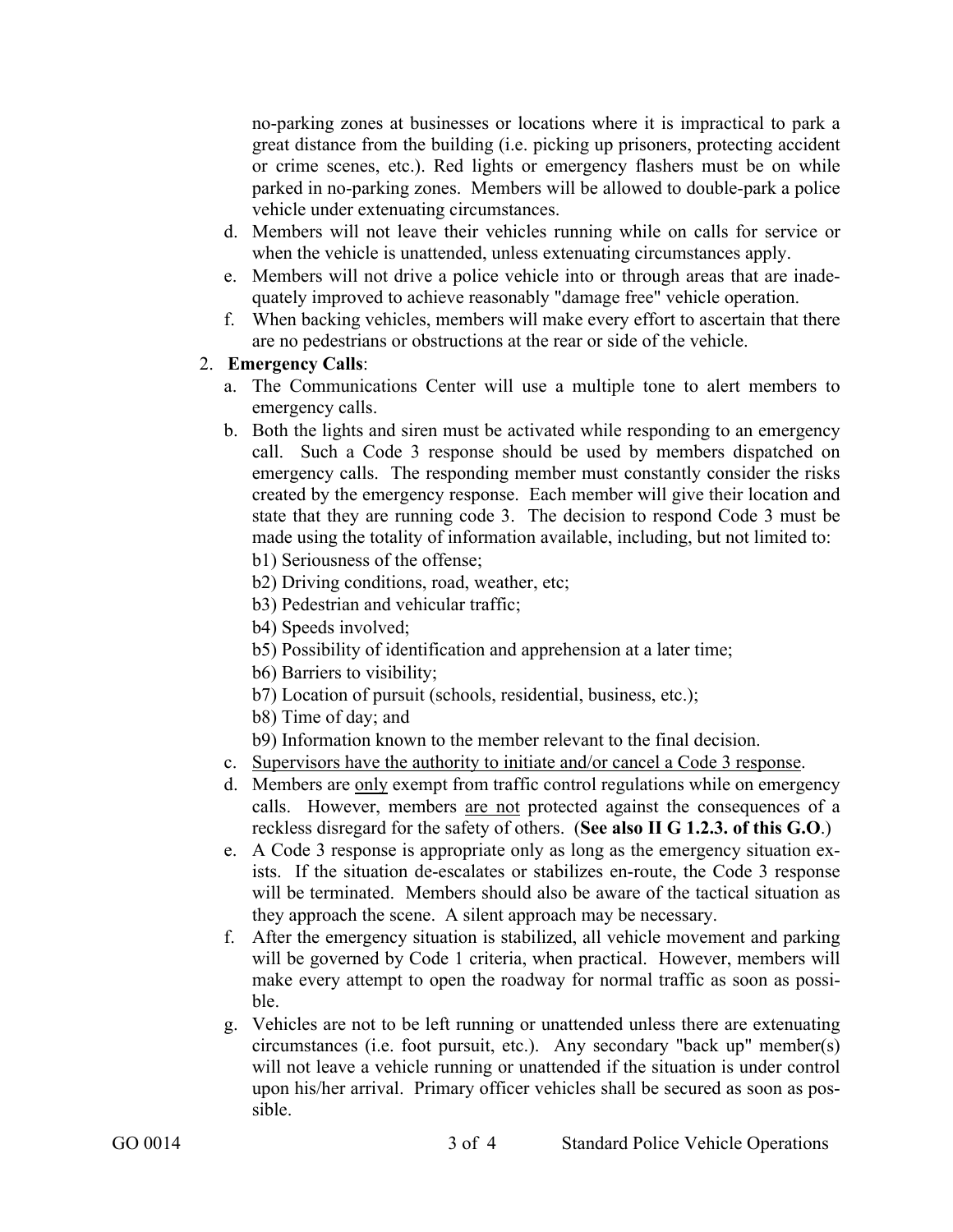no-parking zones at businesses or locations where it is impractical to park a great distance from the building (i.e. picking up prisoners, protecting accident or crime scenes, etc.). Red lights or emergency flashers must be on while parked in no-parking zones. Members will be allowed to double-park a police vehicle under extenuating circumstances.

d. Members will not leave their vehicles running while on calls for service or when the vehicle is unattended, unless extenuating circumstances apply.
e. Members will not drive a police vehicle into or through areas that are inadequately improved to achieve reasonably "damage free" vehicle operation.
f. When backing vehicles, members will make every effort to ascertain that there are no pedestrians or obstructions at the rear or side of the vehicle.

2. **Emergency Calls**:
   a. The Communications Center will use a multiple tone to alert members to emergency calls.
   b. Both the lights and siren must be activated while responding to an emergency call. Such a Code 3 response should be used by members dispatched on emergency calls. The responding member must constantly consider the risks created by the emergency response. Each member will give their location and state that they are running code 3. The decision to respond Code 3 must be made using the totality of information available, including, but not limited to:
      b1) Seriousness of the offense;
      b2) Driving conditions, road, weather, etc;
      b3) Pedestrian and vehicular traffic;
      b4) Speeds involved;
      b5) Possibility of identification and apprehension at a later time;
      b6) Barriers to visibility;
      b7) Location of pursuit (schools, residential, business, etc.);
      b8) Time of day; and
      b9) Information known to the member relevant to the final decision.
   c. <u>Supervisors have the authority to initiate and/or cancel a Code 3 response</u>.
   d. Members are <u>only</u> exempt from traffic control regulations while on emergency calls. However, members <u>are not</u> protected against the consequences of a reckless disregard for the safety of others. (**See also II G 1.2.3. of this G.O**.)
   e. A Code 3 response is appropriate only as long as the emergency situation exists. If the situation de-escalates or stabilizes en-route, the Code 3 response will be terminated. Members should also be aware of the tactical situation as they approach the scene. A silent approach may be necessary.
   f. After the emergency situation is stabilized, all vehicle movement and parking will be governed by Code 1 criteria, when practical. However, members will make every attempt to open the roadway for normal traffic as soon as possible.
   g. Vehicles are not to be left running or unattended unless there are extenuating circumstances (i.e. foot pursuit, etc.). Any secondary "back up" member(s) will not leave a vehicle running or unattended if the situation is under control upon his/her arrival. Primary officer vehicles shall be secured as soon as possible.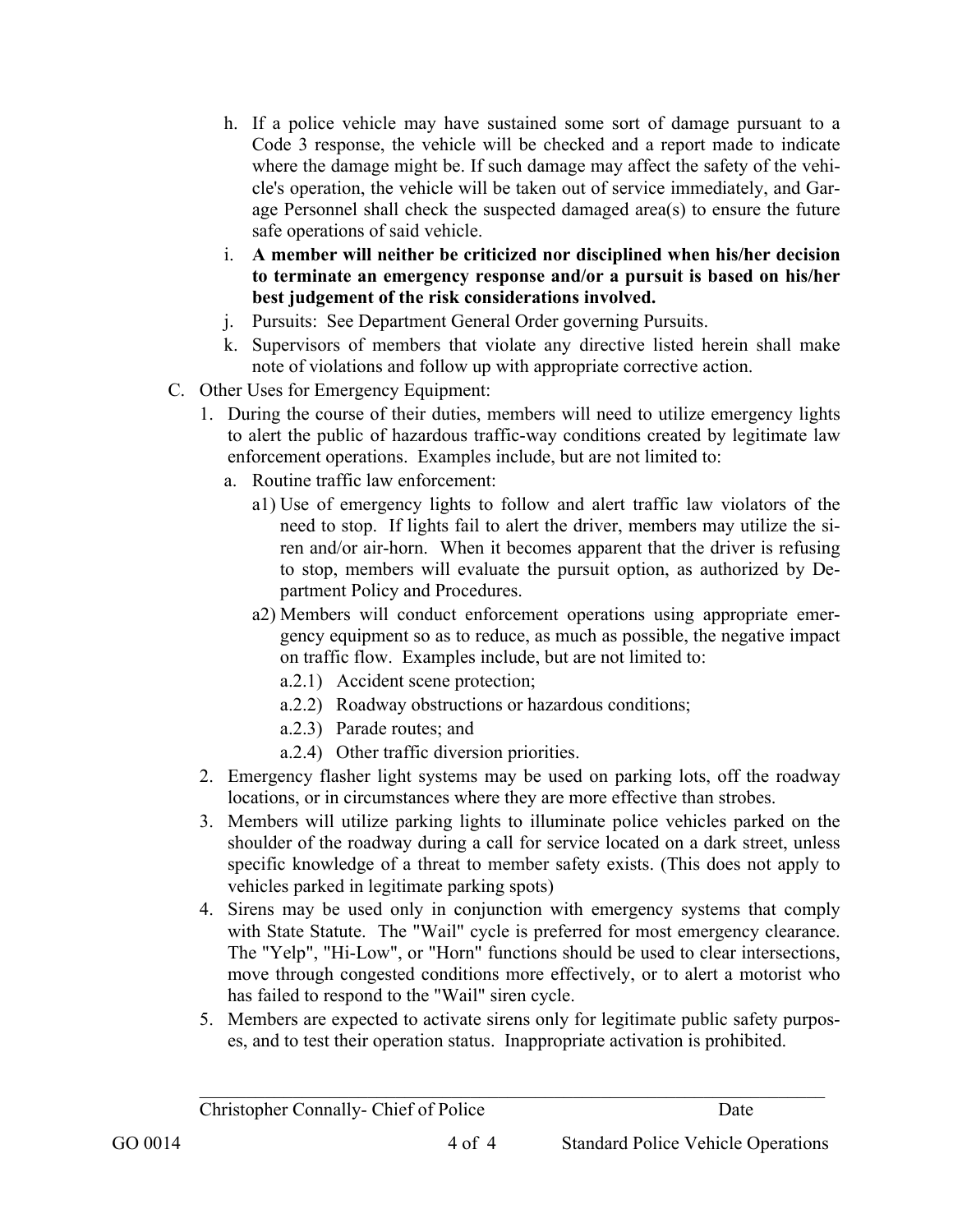h. If a police vehicle may have sustained some sort of damage pursuant to a Code 3 response, the vehicle will be checked and a report made to indicate where the damage might be. If such damage may affect the safety of the vehicle's operation, the vehicle will be taken out of service immediately, and Garage Personnel shall check the suspected damaged area(s) to ensure the future safe operations of said vehicle.

i. **A member will neither be criticized nor disciplined when his/her decision to terminate an emergency response and/or a pursuit is based on his/her best judgement of the risk considerations involved.**

j. Pursuits: See Department General Order governing Pursuits.

k. Supervisors of members that violate any directive listed herein shall make note of violations and follow up with appropriate corrective action.

C. Other Uses for Emergency Equipment:

1. During the course of their duties, members will need to utilize emergency lights to alert the public of hazardous traffic-way conditions created by legitimate law enforcement operations. Examples include, but are not limited to:

   a. Routine traffic law enforcement:

      a1) Use of emergency lights to follow and alert traffic law violators of the need to stop. If lights fail to alert the driver, members may utilize the siren and/or air-horn. When it becomes apparent that the driver is refusing to stop, members will evaluate the pursuit option, as authorized by Department Policy and Procedures.

      a2) Members will conduct enforcement operations using appropriate emergency equipment so as to reduce, as much as possible, the negative impact on traffic flow. Examples include, but are not limited to:

         a.2.1) Accident scene protection;

         a.2.2) Roadway obstructions or hazardous conditions;

         a.2.3) Parade routes; and

         a.2.4) Other traffic diversion priorities.

2. Emergency flasher light systems may be used on parking lots, off the roadway locations, or in circumstances where they are more effective than strobes.

3. Members will utilize parking lights to illuminate police vehicles parked on the shoulder of the roadway during a call for service located on a dark street, unless specific knowledge of a threat to member safety exists. (This does not apply to vehicles parked in legitimate parking spots)

4. Sirens may be used only in conjunction with emergency systems that comply with State Statute. The "Wail" cycle is preferred for most emergency clearance. The "Yelp", "Hi-Low", or "Horn" functions should be used to clear intersections, move through congested conditions more effectively, or to alert a motorist who has failed to respond to the "Wail" siren cycle.

5. Members are expected to activate sirens only for legitimate public safety purposes, and to test their operation status. Inappropriate activation is prohibited.

\_\_\_\_\_\_\_\_\_\_\_\_\_\_\_\_\_\_\_\_\_\_\_\_\_\_\_\_\_\_\_\_\_\_\_\_\_\_\_\_\_\_\_\_\_\_\_\_

Christopher Connally- Chief of Police          Date